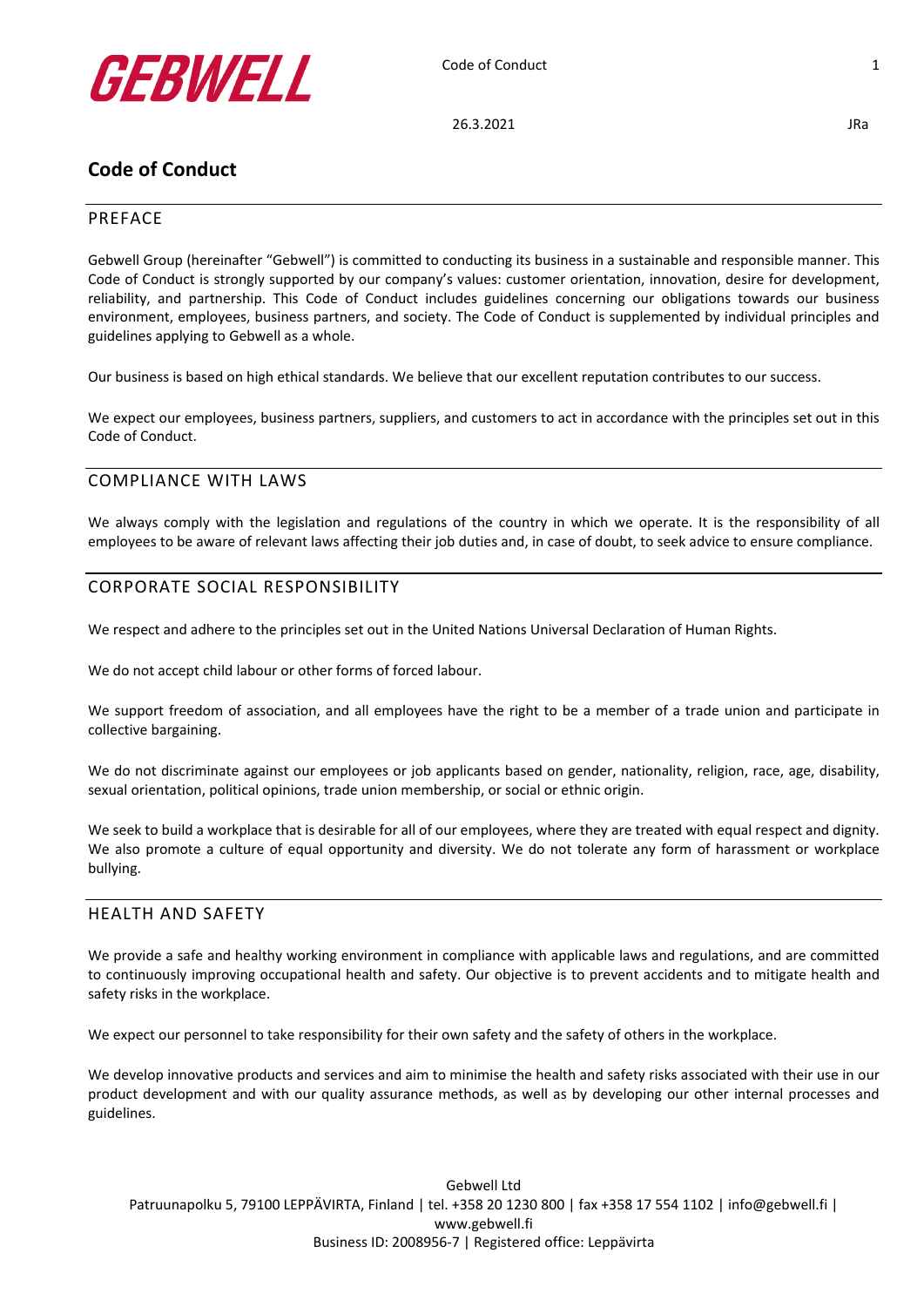# Code of Conduct

## PREFACE

Gebwell Group (hereinafter "Gebwell") is committed to conducting its business in a sustainable and responsible manner. This Code of Conduct is strongly supported by our company's values: customer orientation, innovation, desire for development, reliability, and partnership. This Code of Conduct includes guidelines concerning our obligations towards our business environment, employees, business partners, and society. The Code of Conduct is supplemented by individual principles and guidelines applying to Gebwell as a whole.

Our business is based on high ethical standards. We believe that our excellent reputation contributes to our success.

We expect our employees, business partners, suppliers, and customers to act in accordance with the principles set out in this Code of Conduct.

## COMPLIANCE WITH LAWS

We always comply with the legislation and regulations of the country in which we operate. It is the responsibility of all employees to be aware of relevant laws affecting their job duties and, in case of doubt, to seek advice to ensure compliance.

## CORPORATE SOCIAL RESPONSIBILITY

We respect and adhere to the principles set out in the United Nations Universal Declaration of Human Rights.

We do not accept child labour or other forms of forced labour.

We support freedom of association, and all employees have the right to be a member of a trade union and participate in collective bargaining.

We do not discriminate against our employees or job applicants based on gender, nationality, religion, race, age, disability, sexual orientation, political opinions, trade union membership, or social or ethnic origin.

We seek to build a workplace that is desirable for all of our employees, where they are treated with equal respect and dignity. We also promote a culture of equal opportunity and diversity. We do not tolerate any form of harassment or workplace bullying.

## HEALTH AND SAFETY

We provide a safe and healthy working environment in compliance with applicable laws and regulations, and are committed to continuously improving occupational health and safety. Our objective is to prevent accidents and to mitigate health and safety risks in the workplace.

We expect our personnel to take responsibility for their own safety and the safety of others in the workplace.

We develop innovative products and services and aim to minimise the health and safety risks associated with their use in our product development and with our quality assurance methods, as well as by developing our other internal processes and guidelines.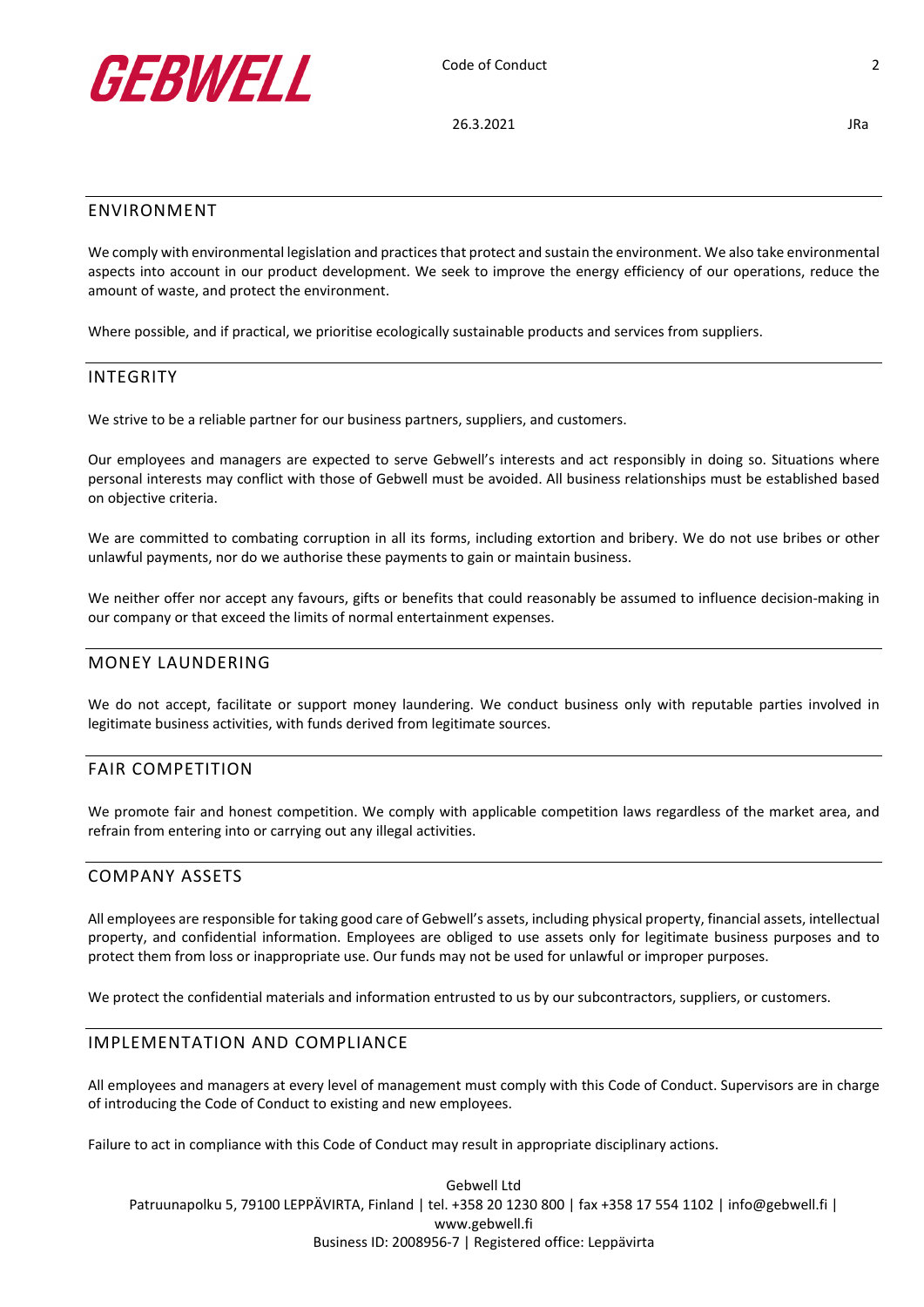## ENVIRONMENT

We comply with environmental legislation and practices that protect and sustain the environment. We also take environmental aspects into account in our product development. We seek to improve the energy efficiency of our operations, reduce the amount of waste, and protect the environment.

Where possible, and if practical, we prioritise ecologically sustainable products and services from suppliers.

## INTEGRITY

We strive to be a reliable partner for our business partners, suppliers, and customers.

Our employees and managers are expected to serve Gebwell's interests and act responsibly in doing so. Situations where personal interests may conflict with those of Gebwell must be avoided. All business relationships must be established based on objective criteria.

We are committed to combating corruption in all its forms, including extortion and bribery. We do not use bribes or other unlawful payments, nor do we authorise these payments to gain or maintain business.

We neither offer nor accept any favours, gifts or benefits that could reasonably be assumed to influence decision-making in our company or that exceed the limits of normal entertainment expenses.

## MONEY LAUNDERING

We do not accept, facilitate or support money laundering. We conduct business only with reputable parties involved in legitimate business activities, with funds derived from legitimate sources.

## FAIR COMPETITION

We promote fair and honest competition. We comply with applicable competition laws regardless of the market area, and refrain from entering into or carrying out any illegal activities.

## COMPANY ASSETS

All employees are responsible for taking good care of Gebwell's assets, including physical property, financial assets, intellectual property, and confidential information. Employees are obliged to use assets only for legitimate business purposes and to protect them from loss or inappropriate use. Our funds may not be used for unlawful or improper purposes.

We protect the confidential materials and information entrusted to us by our subcontractors, suppliers, or customers.

## IMPLEMENTATION AND COMPLIANCE

All employees and managers at every level of management must comply with this Code of Conduct. Supervisors are in charge of introducing the Code of Conduct to existing and new employees.

Failure to act in compliance with this Code of Conduct may result in appropriate disciplinary actions.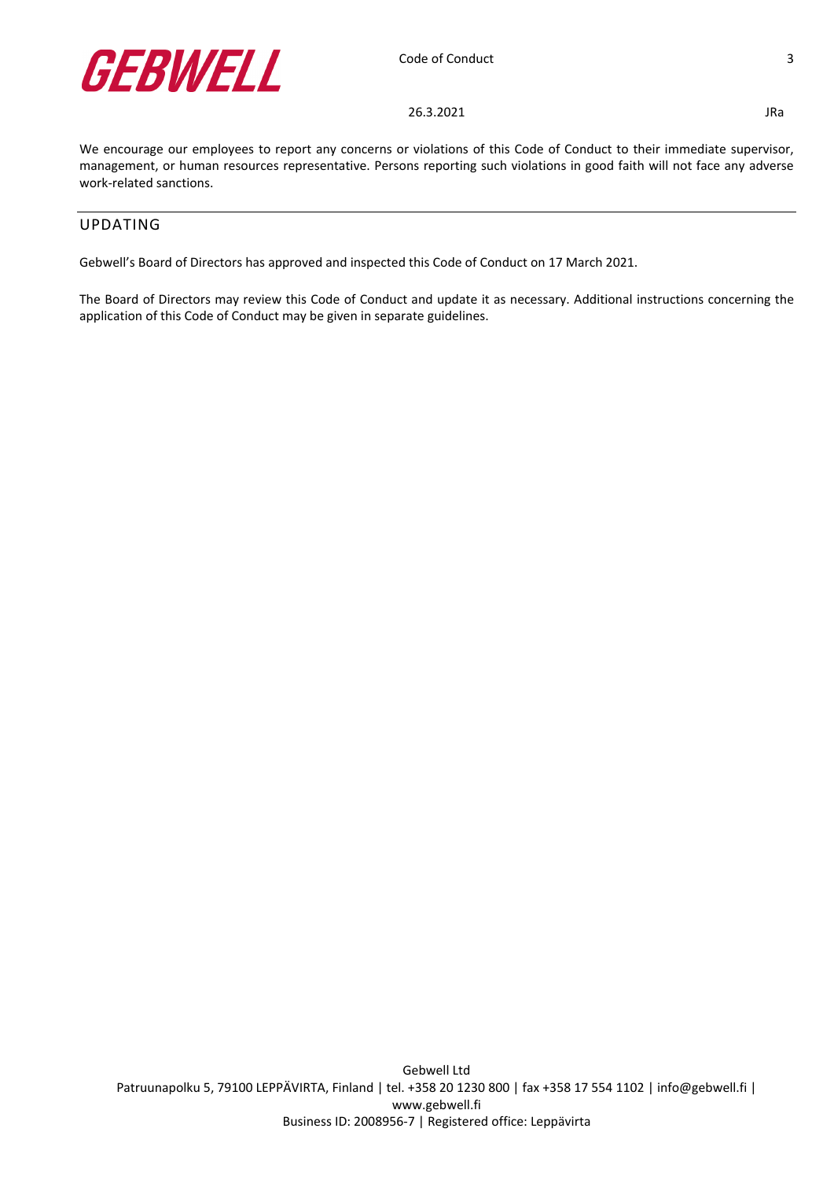We encourage our employees to report any concerns or violations of this Code of Conduct to their immediate supervisor, management, or human resources representative. Persons reporting such violations in good faith will not face any adverse work-related sanctions.

## UPDATING

Gebwell's Board of Directors has approved and inspected this Code of Conduct on 17 March 2021.

The Board of Directors may review this Code of Conduct and update it as necessary. Additional instructions concerning the application of this Code of Conduct may be given in separate guidelines.